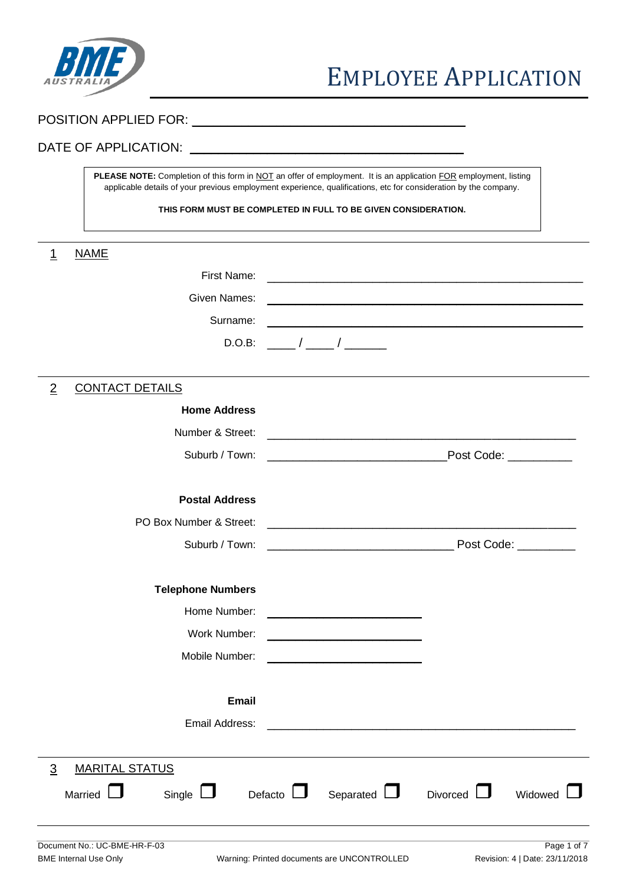# EMPLOYEE APPLICATION

POSITION APPLIED FOR: ____________________________________

DATE OF APPLICATION: ____________________________________

> **PLEASE NOTE:** Completion of this form in NOT an offer of employment. It is an application FOR employment, listing applicable details of your previous employment experience, qualifications, etc for consideration by the company.
>
> **THIS FORM MUST BE COMPLETED IN FULL TO BE GIVEN CONSIDERATION.**

## 1 NAME

First Name: ____________________________________

Given Names: ____________________________________

Surname: ____________________________________

D.O.B: ____ / ____ / ______

## 2 CONTACT DETAILS

**Home Address**

Number & Street: ____________________________________

Suburb / Town: ______________________ Post Code: __________

**Postal Address**

PO Box Number & Street: ____________________________________

Suburb / Town: ______________________ Post Code: _________

**Telephone Numbers**

Home Number: ____________________

Work Number: ____________________

Mobile Number: ____________________

**Email**

Email Address: ____________________________________

## 3 MARITAL STATUS

Married ☐ Single ☐ Defacto ☐ Separated ☐ Divorced ☐ Widowed ☐

Document No.: UC-BME-HR-F-03
BME Internal Use Only
Warning: Printed documents are UNCONTROLLED
Revision: 4 | Date: 23/11/2018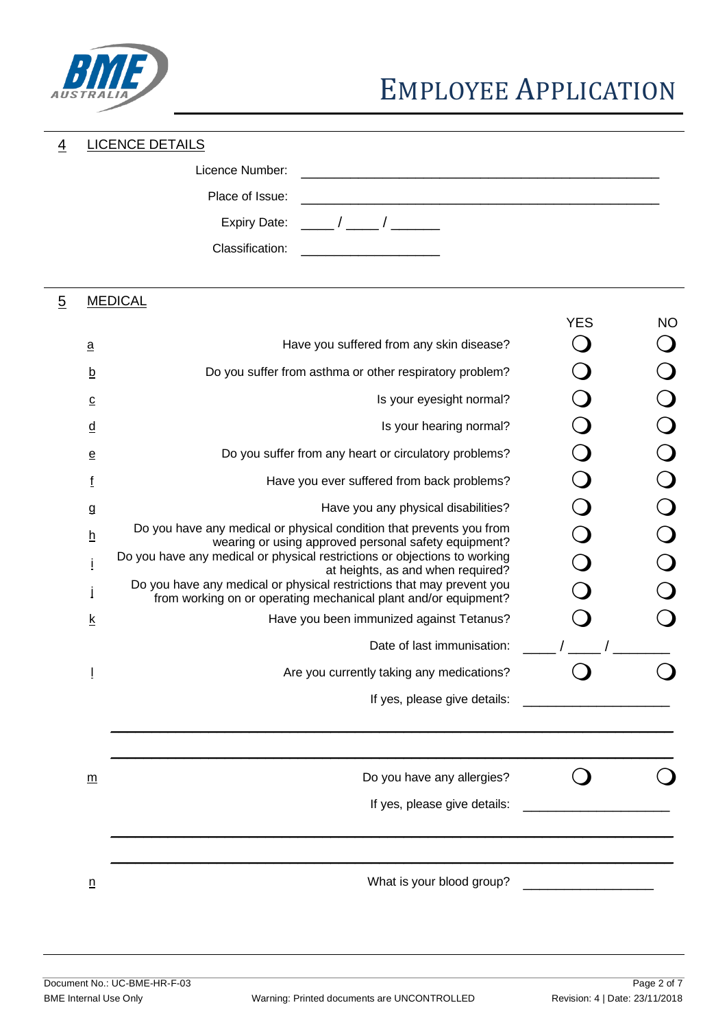## 4 LICENCE DETAILS

Licence Number: ______________________________________________

Place of Issue: ______________________________________________

Expiry Date: _____ / _____ / _______

Classification: ____________________

## 5 MEDICAL

| | | YES | NO |
|---|---|---|---|
| a | Have you suffered from any skin disease? | ❍ | ❍ |
| b | Do you suffer from asthma or other respiratory problem? | ❍ | ❍ |
| c | Is your eyesight normal? | ❍ | ❍ |
| d | Is your hearing normal? | ❍ | ❍ |
| e | Do you suffer from any heart or circulatory problems? | ❍ | ❍ |
| f | Have you ever suffered from back problems? | ❍ | ❍ |
| g | Have you any physical disabilities? | ❍ | ❍ |
| h | Do you have any medical or physical condition that prevents you from wearing or using approved personal safety equipment? | ❍ | ❍ |
| i | Do you have any medical or physical restrictions or objections to working at heights, as and when required? | ❍ | ❍ |
| j | Do you have any medical or physical restrictions that may prevent you from working on or operating mechanical plant and/or equipment? | ❍ | ❍ |
| k | Have you been immunized against Tetanus? | ❍ | ❍ |

Date of last immunisation: _____ / _____ / ________

| | | YES | NO |
|---|---|---|---|
| l | Are you currently taking any medications? | ❍ | ❍ |

If yes, please give details: ______________________

________________________________________________________________________

________________________________________________________________________

| | | YES | NO |
|---|---|---|---|
| m | Do you have any allergies? | ❍ | ❍ |

If yes, please give details: ______________________

________________________________________________________________________

________________________________________________________________________

n What is your blood group? ___________________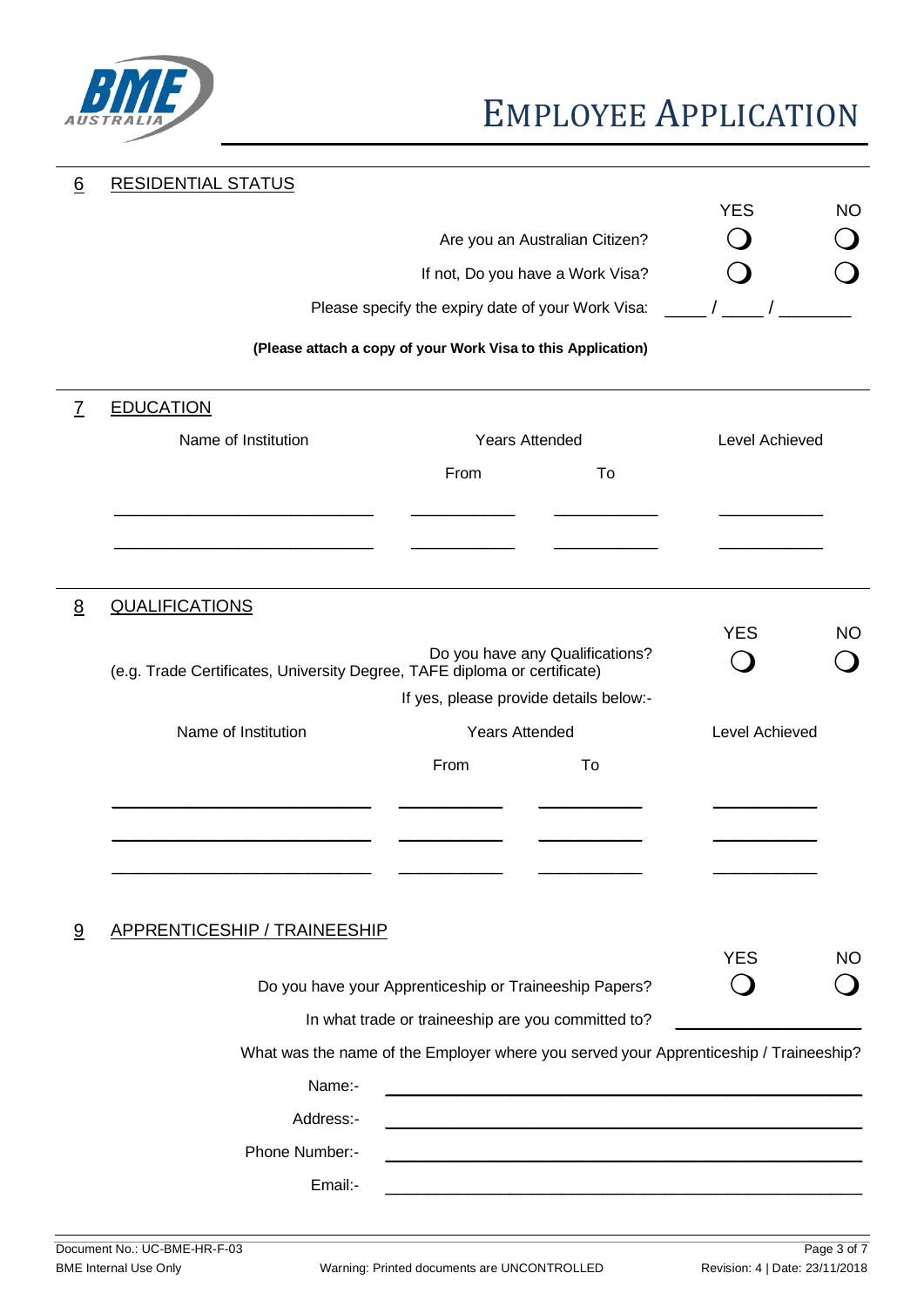## 6 RESIDENTIAL STATUS

| | YES | NO |
|---|---|---|
| Are you an Australian Citizen? | ❍ | ❍ |
| If not, Do you have a Work Visa? | ❍ | ❍ |

Please specify the expiry date of your Work Visa: ____ / ____ / ________

**(Please attach a copy of your Work Visa to this Application)**

## 7 EDUCATION

| Name of Institution | Years Attended | | Level Achieved |
|---|---|---|---|
| | From | To | |
| ____________________________ | ___________ | ___________ | ___________ |
| ____________________________ | ___________ | ___________ | ___________ |

## 8 QUALIFICATIONS

| | YES | NO |
|---|---|---|
| Do you have any Qualifications? (e.g. Trade Certificates, University Degree, TAFE diploma or certificate) | ❍ | ❍ |

If yes, please provide details below:-

| Name of Institution | Years Attended | | Level Achieved |
|---|---|---|---|
| | From | To | |
| ____________________________ | ___________ | ___________ | ___________ |
| ____________________________ | ___________ | ___________ | ___________ |
| ____________________________ | ___________ | ___________ | ___________ |

## 9 APPRENTICESHIP / TRAINEESHIP

| | YES | NO |
|---|---|---|
| Do you have your Apprenticeship or Traineeship Papers? | ❍ | ❍ |

In what trade or traineeship are you committed to? ____________________

What was the name of the Employer where you served your Apprenticeship / Traineeship?

Name:- ________________________________________

Address:- ________________________________________

Phone Number:- ________________________________________

Email:- ________________________________________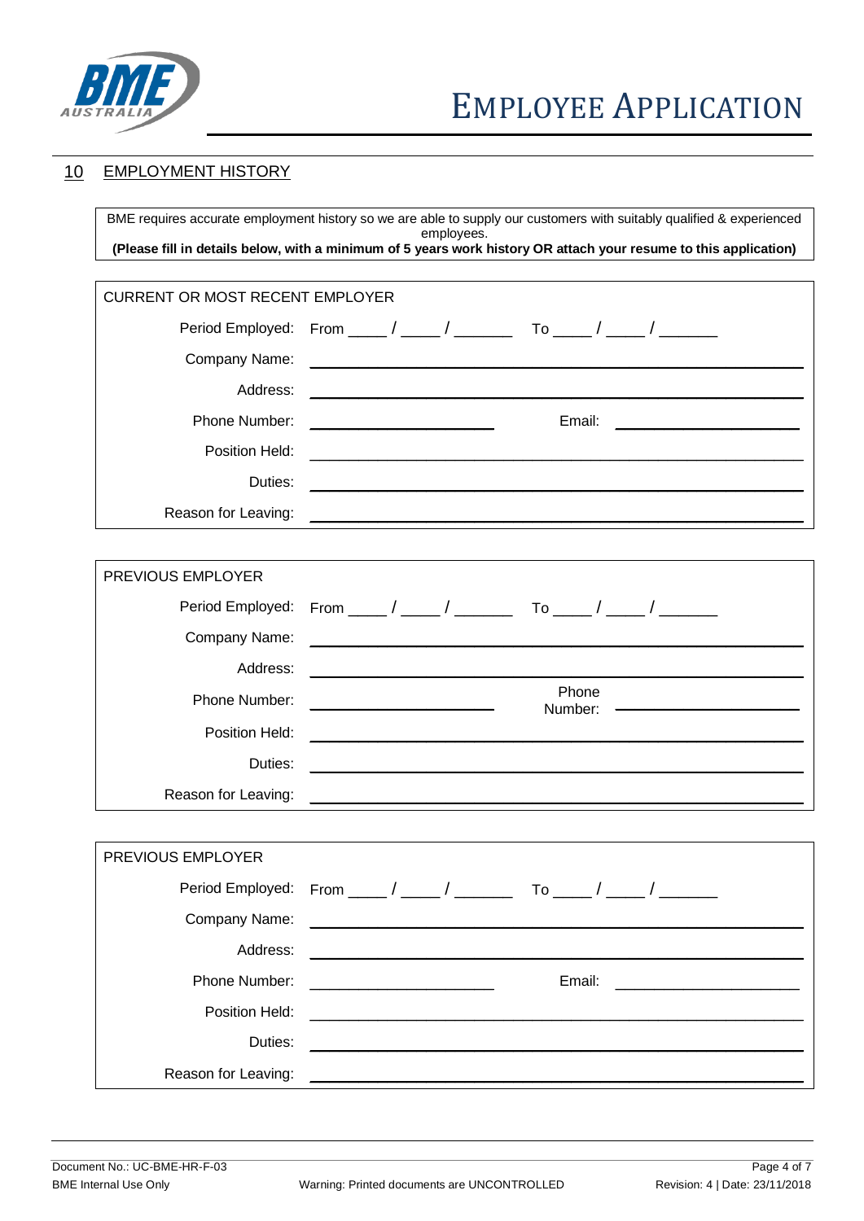# EMPLOYEE APPLICATION

## 10 EMPLOYMENT HISTORY

BME requires accurate employment history so we are able to supply our customers with suitably qualified & experienced employees.
**(Please fill in details below, with a minimum of 5 years work history OR attach your resume to this application)**

**CURRENT OR MOST RECENT EMPLOYER**

| | |
|---|---|
| Period Employed: | From ____ / ____ / ______ To ____ / ____ / ______ |
| Company Name: | |
| Address: | |
| Phone Number: | Email: |
| Position Held: | |
| Duties: | |
| Reason for Leaving: | |

**PREVIOUS EMPLOYER**

| | |
|---|---|
| Period Employed: | From ____ / ____ / ______ To ____ / ____ / ______ |
| Company Name: | |
| Address: | |
| Phone Number: | Phone Number: |
| Position Held: | |
| Duties: | |
| Reason for Leaving: | |

**PREVIOUS EMPLOYER**

| | |
|---|---|
| Period Employed: | From ____ / ____ / ______ To ____ / ____ / ______ |
| Company Name: | |
| Address: | |
| Phone Number: | Email: |
| Position Held: | |
| Duties: | |
| Reason for Leaving: | |

Document No.: UC-BME-HR-F-03
BME Internal Use Only
Warning: Printed documents are UNCONTROLLED
Revision: 4 | Date: 23/11/2018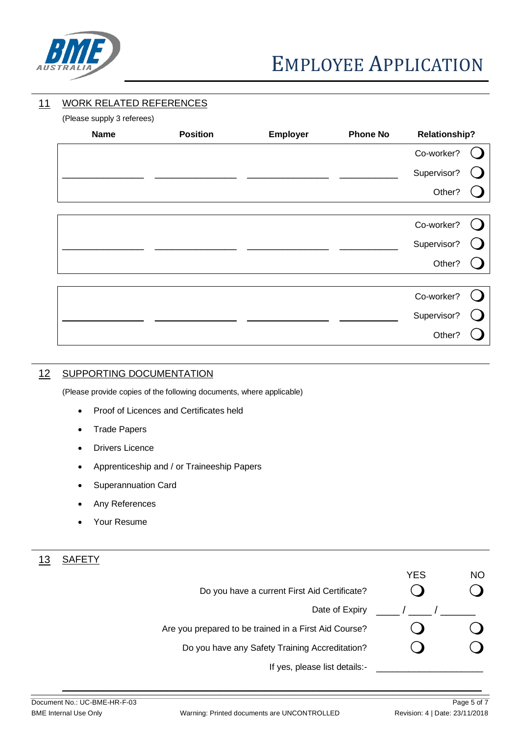## 11 WORK RELATED REFERENCES

(Please supply 3 referees)

| Name | Position | Employer | Phone No | Relationship? |
|---|---|---|---|---|
| ____________ | ____________ | ____________ | ________ | Co-worker? ❍ Supervisor? ❍ Other? ❍ |
| ____________ | ____________ | ____________ | ________ | Co-worker? ❍ Supervisor? ❍ Other? ❍ |
| ____________ | ____________ | ____________ | ________ | Co-worker? ❍ Supervisor? ❍ Other? ❍ |

## 12 SUPPORTING DOCUMENTATION

(Please provide copies of the following documents, where applicable)

- Proof of Licences and Certificates held
- Trade Papers
- Drivers Licence
- Apprenticeship and / or Traineeship Papers
- Superannuation Card
- Any References
- Your Resume

## 13 SAFETY

| | YES | NO |
|---|---|---|
| Do you have a current First Aid Certificate? | ❍ | ❍ |
| Date of Expiry | ____ / ____ / ______ | |
| Are you prepared to be trained in a First Aid Course? | ❍ | ❍ |
| Do you have any Safety Training Accreditation? | ❍ | ❍ |
| If yes, please list details:- | ____________________ | |

______________________________________________________________________

Document No.: UC-BME-HR-F-03

BME Internal Use Only

Warning: Printed documents are UNCONTROLLED

Revision: 4 | Date: 23/11/2018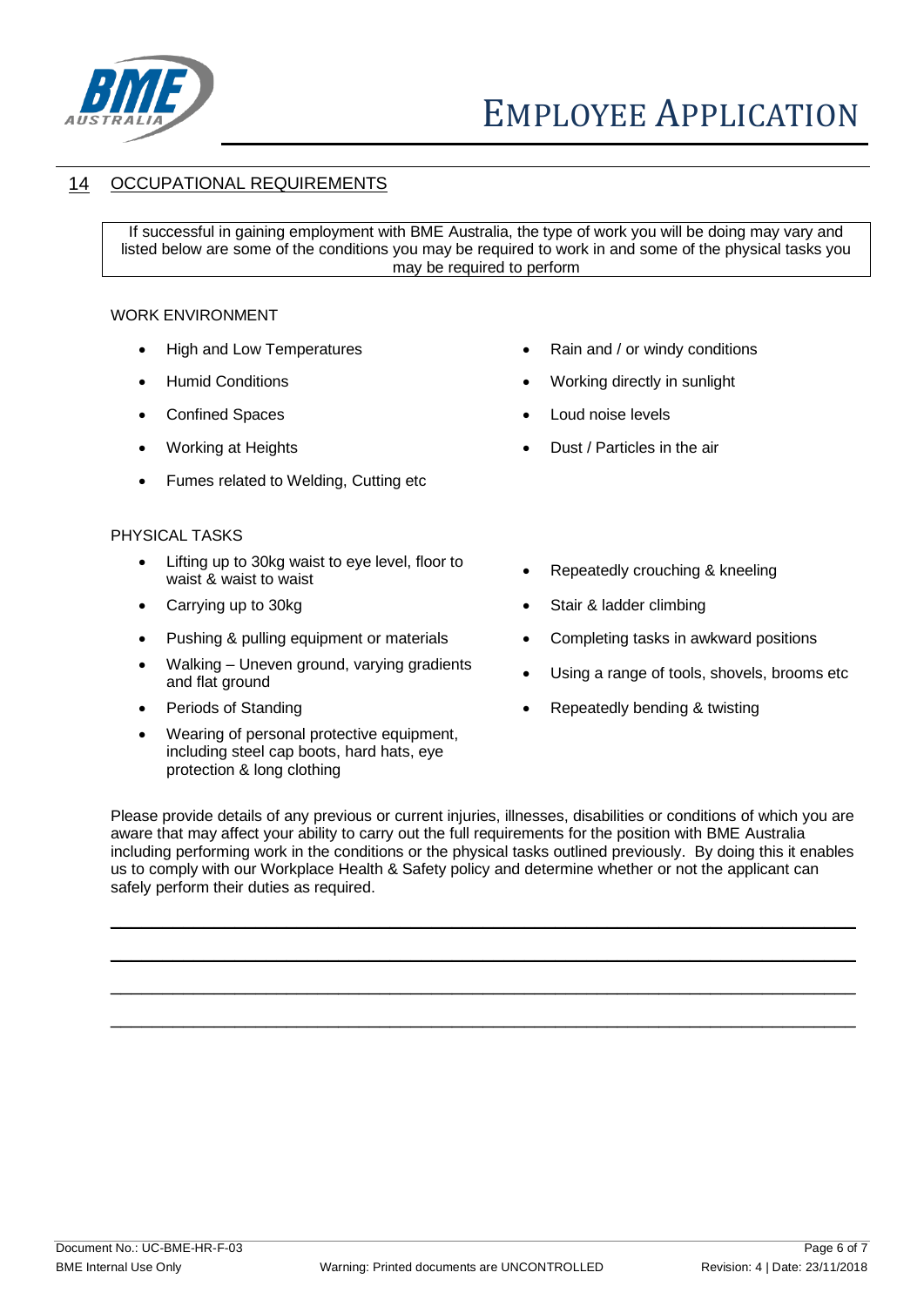## 14 OCCUPATIONAL REQUIREMENTS

If successful in gaining employment with BME Australia, the type of work you will be doing may vary and listed below are some of the conditions you may be required to work in and some of the physical tasks you may be required to perform

WORK ENVIRONMENT

- High and Low Temperatures
- Humid Conditions
- Confined Spaces
- Working at Heights
- Fumes related to Welding, Cutting etc
- Rain and / or windy conditions
- Working directly in sunlight
- Loud noise levels
- Dust / Particles in the air

PHYSICAL TASKS

- Lifting up to 30kg waist to eye level, floor to waist & waist to waist
- Carrying up to 30kg
- Pushing & pulling equipment or materials
- Walking – Uneven ground, varying gradients and flat ground
- Periods of Standing
- Wearing of personal protective equipment, including steel cap boots, hard hats, eye protection & long clothing
- Repeatedly crouching & kneeling
- Stair & ladder climbing
- Completing tasks in awkward positions
- Using a range of tools, shovels, brooms etc
- Repeatedly bending & twisting

Please provide details of any previous or current injuries, illnesses, disabilities or conditions of which you are aware that may affect your ability to carry out the full requirements for the position with BME Australia including performing work in the conditions or the physical tasks outlined previously. By doing this it enables us to comply with our Workplace Health & Safety policy and determine whether or not the applicant can safely perform their duties as required.

\_\_\_\_\_\_\_\_\_\_\_\_\_\_\_\_\_\_\_\_\_\_\_\_\_\_\_\_\_\_\_\_\_\_\_\_\_\_\_\_\_\_\_\_\_\_\_\_\_\_\_\_\_\_\_\_\_\_\_\_\_\_\_\_\_\_\_\_\_\_\_\_

\_\_\_\_\_\_\_\_\_\_\_\_\_\_\_\_\_\_\_\_\_\_\_\_\_\_\_\_\_\_\_\_\_\_\_\_\_\_\_\_\_\_\_\_\_\_\_\_\_\_\_\_\_\_\_\_\_\_\_\_\_\_\_\_\_\_\_\_\_\_\_\_

\_\_\_\_\_\_\_\_\_\_\_\_\_\_\_\_\_\_\_\_\_\_\_\_\_\_\_\_\_\_\_\_\_\_\_\_\_\_\_\_\_\_\_\_\_\_\_\_\_\_\_\_\_\_\_\_\_\_\_\_\_\_\_\_\_\_\_\_\_\_\_\_

\_\_\_\_\_\_\_\_\_\_\_\_\_\_\_\_\_\_\_\_\_\_\_\_\_\_\_\_\_\_\_\_\_\_\_\_\_\_\_\_\_\_\_\_\_\_\_\_\_\_\_\_\_\_\_\_\_\_\_\_\_\_\_\_\_\_\_\_\_\_\_\_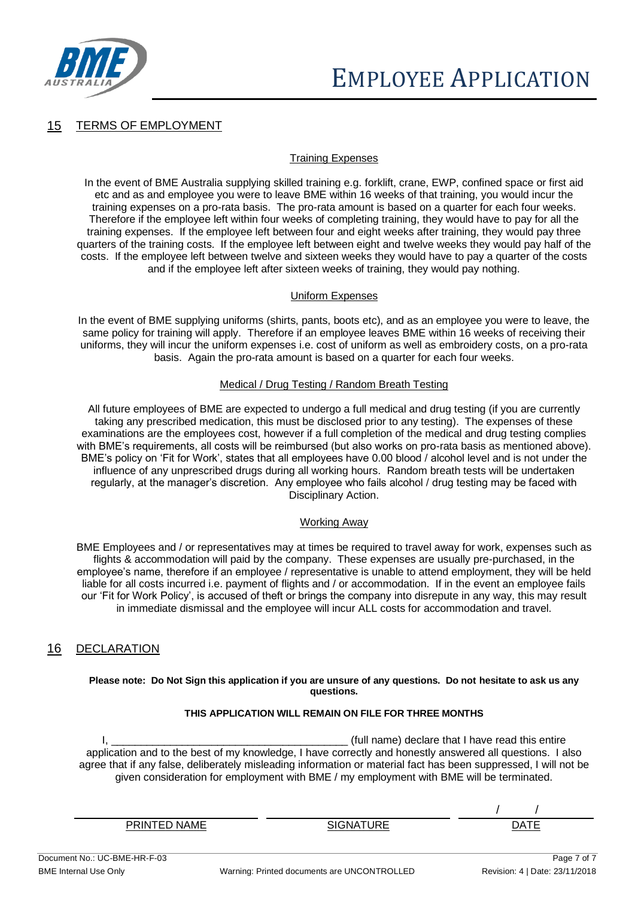## 15 TERMS OF EMPLOYMENT

### Training Expenses

In the event of BME Australia supplying skilled training e.g. forklift, crane, EWP, confined space or first aid etc and as and employee you were to leave BME within 16 weeks of that training, you would incur the training expenses on a pro-rata basis. The pro-rata amount is based on a quarter for each four weeks. Therefore if the employee left within four weeks of completing training, they would have to pay for all the training expenses. If the employee left between four and eight weeks after training, they would pay three quarters of the training costs. If the employee left between eight and twelve weeks they would pay half of the costs. If the employee left between twelve and sixteen weeks they would have to pay a quarter of the costs and if the employee left after sixteen weeks of training, they would pay nothing.

### Uniform Expenses

In the event of BME supplying uniforms (shirts, pants, boots etc), and as an employee you were to leave, the same policy for training will apply. Therefore if an employee leaves BME within 16 weeks of receiving their uniforms, they will incur the uniform expenses i.e. cost of uniform as well as embroidery costs, on a pro-rata basis. Again the pro-rata amount is based on a quarter for each four weeks.

### Medical / Drug Testing / Random Breath Testing

All future employees of BME are expected to undergo a full medical and drug testing (if you are currently taking any prescribed medication, this must be disclosed prior to any testing). The expenses of these examinations are the employees cost, however if a full completion of the medical and drug testing complies with BME's requirements, all costs will be reimbursed (but also works on pro-rata basis as mentioned above). BME's policy on 'Fit for Work', states that all employees have 0.00 blood / alcohol level and is not under the influence of any unprescribed drugs during all working hours. Random breath tests will be undertaken regularly, at the manager's discretion. Any employee who fails alcohol / drug testing may be faced with Disciplinary Action.

### Working Away

BME Employees and / or representatives may at times be required to travel away for work, expenses such as flights & accommodation will paid by the company. These expenses are usually pre-purchased, in the employee's name, therefore if an employee / representative is unable to attend employment, they will be held liable for all costs incurred i.e. payment of flights and / or accommodation. If in the event an employee fails our 'Fit for Work Policy', is accused of theft or brings the company into disrepute in any way, this may result in immediate dismissal and the employee will incur ALL costs for accommodation and travel.

## 16 DECLARATION

**Please note: Do Not Sign this application if you are unsure of any questions. Do not hesitate to ask us any questions.**

**THIS APPLICATION WILL REMAIN ON FILE FOR THREE MONTHS**

I, ________________________________________ (full name) declare that I have read this entire application and to the best of my knowledge, I have correctly and honestly answered all questions. I also agree that if any false, deliberately misleading information or material fact has been suppressed, I will not be given consideration for employment with BME / my employment with BME will be terminated.

| | | |
|---|---|---|
| | | / / |
| PRINTED NAME | SIGNATURE | DATE |

Document No.: UC-BME-HR-F-03

BME Internal Use Only | Warning: Printed documents are UNCONTROLLED | Revision: 4 | Date: 23/11/2018